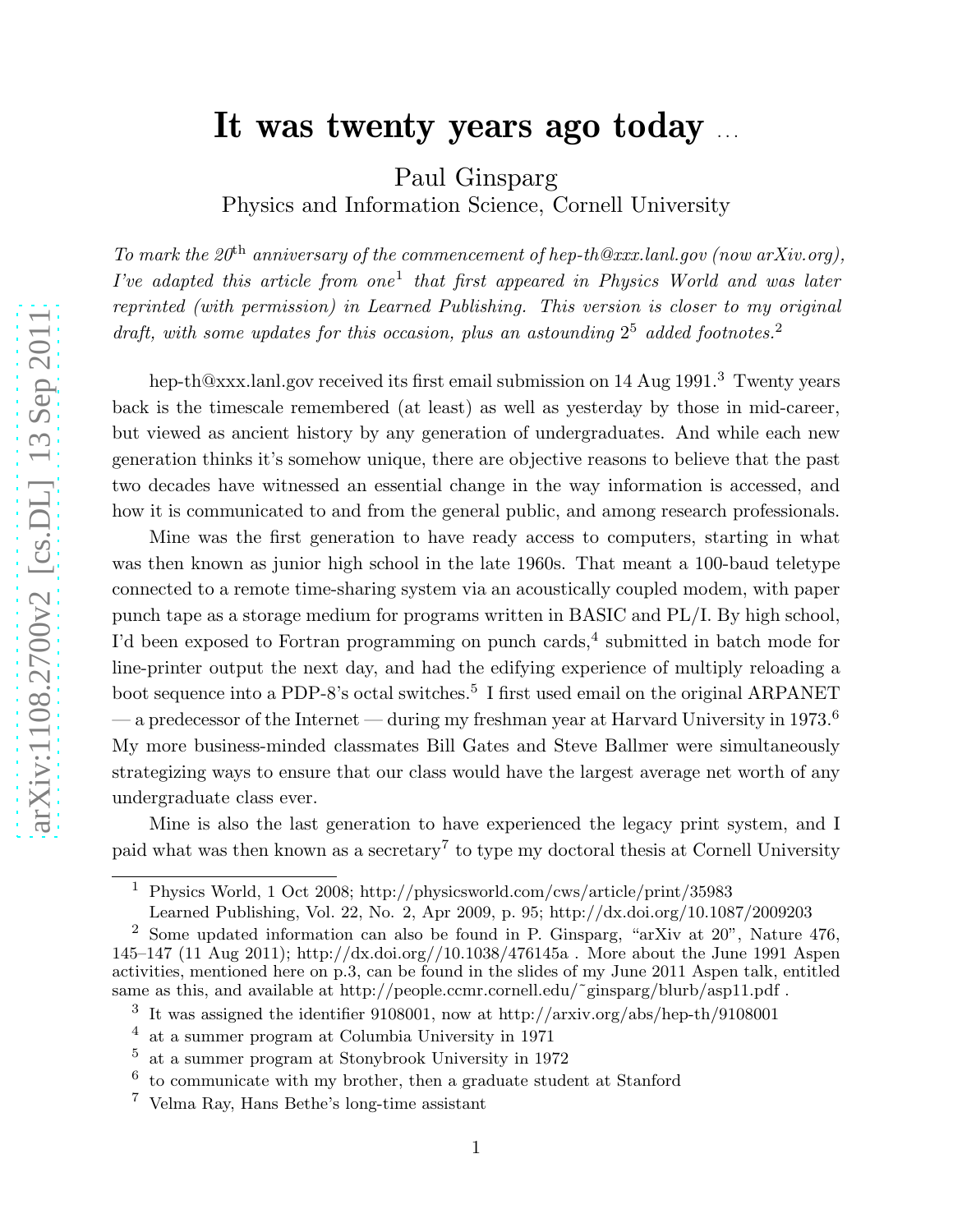# It was twenty years ago today ...

Paul Ginsparg
Physics and Information Science, Cornell University

*To mark the 20$^{\text{th}}$ anniversary of the commencement of hep-th@xxx.lanl.gov (now arXiv.org), I've adapted this article from one[1] that first appeared in Physics World and was later reprinted (with permission) in Learned Publishing. This version is closer to my original draft, with some updates for this occasion, plus an astounding $2^5$ added footnotes.*[2]

hep-th@xxx.lanl.gov received its first email submission on 14 Aug 1991.[3] Twenty years back is the timescale remembered (at least) as well as yesterday by those in mid-career, but viewed as ancient history by any generation of undergraduates. And while each new generation thinks it's somehow unique, there are objective reasons to believe that the past two decades have witnessed an essential change in the way information is accessed, and how it is communicated to and from the general public, and among research professionals.

Mine was the first generation to have ready access to computers, starting in what was then known as junior high school in the late 1960s. That meant a 100-baud teletype connected to a remote time-sharing system via an acoustically coupled modem, with paper punch tape as a storage medium for programs written in BASIC and PL/I. By high school, I'd been exposed to Fortran programming on punch cards,[4] submitted in batch mode for line-printer output the next day, and had the edifying experience of multiply reloading a boot sequence into a PDP-8's octal switches.[5] I first used email on the original ARPANET — a predecessor of the Internet — during my freshman year at Harvard University in 1973.[6] My more business-minded classmates Bill Gates and Steve Ballmer were simultaneously strategizing ways to ensure that our class would have the largest average net worth of any undergraduate class ever.

Mine is also the last generation to have experienced the legacy print system, and I paid what was then known as a secretary[7] to type my doctoral thesis at Cornell University

---

[1] Physics World, 1 Oct 2008; http://physicsworld.com/cws/article/print/35983
Learned Publishing, Vol. 22, No. 2, Apr 2009, p. 95; http://dx.doi.org/10.1087/2009203

[2] Some updated information can also be found in P. Ginsparg, "arXiv at 20", Nature 476, 145–147 (11 Aug 2011); http://dx.doi.org//10.1038/476145a . More about the June 1991 Aspen activities, mentioned here on p.3, can be found in the slides of my June 2011 Aspen talk, entitled same as this, and available at http://people.ccmr.cornell.edu/~ginsparg/blurb/asp11.pdf .

[3] It was assigned the identifier 9108001, now at http://arxiv.org/abs/hep-th/9108001

[4] at a summer program at Columbia University in 1971

[5] at a summer program at Stonybrook University in 1972

[6] to communicate with my brother, then a graduate student at Stanford

[7] Velma Ray, Hans Bethe's long-time assistant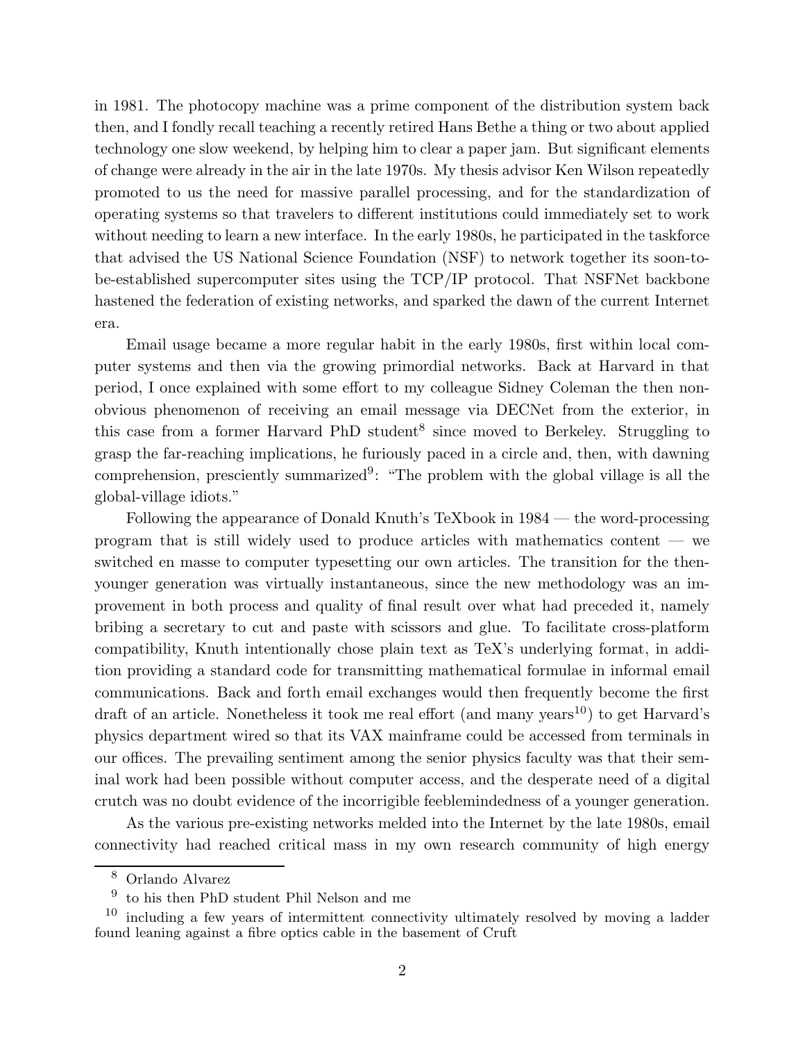in 1981. The photocopy machine was a prime component of the distribution system back then, and I fondly recall teaching a recently retired Hans Bethe a thing or two about applied technology one slow weekend, by helping him to clear a paper jam. But significant elements of change were already in the air in the late 1970s. My thesis advisor Ken Wilson repeatedly promoted to us the need for massive parallel processing, and for the standardization of operating systems so that travelers to different institutions could immediately set to work without needing to learn a new interface. In the early 1980s, he participated in the taskforce that advised the US National Science Foundation (NSF) to network together its soon-to-be-established supercomputer sites using the TCP/IP protocol. That NSFNet backbone hastened the federation of existing networks, and sparked the dawn of the current Internet era.

Email usage became a more regular habit in the early 1980s, first within local computer systems and then via the growing primordial networks. Back at Harvard in that period, I once explained with some effort to my colleague Sidney Coleman the then non-obvious phenomenon of receiving an email message via DECNet from the exterior, in this case from a former Harvard PhD student[8] since moved to Berkeley. Struggling to grasp the far-reaching implications, he furiously paced in a circle and, then, with dawning comprehension, presciently summarized[9]: "The problem with the global village is all the global-village idiots."

Following the appearance of Donald Knuth's TeXbook in 1984 — the word-processing program that is still widely used to produce articles with mathematics content — we switched en masse to computer typesetting our own articles. The transition for the then-younger generation was virtually instantaneous, since the new methodology was an improvement in both process and quality of final result over what had preceded it, namely bribing a secretary to cut and paste with scissors and glue. To facilitate cross-platform compatibility, Knuth intentionally chose plain text as TeX's underlying format, in addition providing a standard code for transmitting mathematical formulae in informal email communications. Back and forth email exchanges would then frequently become the first draft of an article. Nonetheless it took me real effort (and many years[10]) to get Harvard's physics department wired so that its VAX mainframe could be accessed from terminals in our offices. The prevailing sentiment among the senior physics faculty was that their seminal work had been possible without computer access, and the desperate need of a digital crutch was no doubt evidence of the incorrigible feeblemindedness of a younger generation.

As the various pre-existing networks melded into the Internet by the late 1980s, email connectivity had reached critical mass in my own research community of high energy

---

[8] Orlando Alvarez

[9] to his then PhD student Phil Nelson and me

[10] including a few years of intermittent connectivity ultimately resolved by moving a ladder found leaning against a fibre optics cable in the basement of Cruft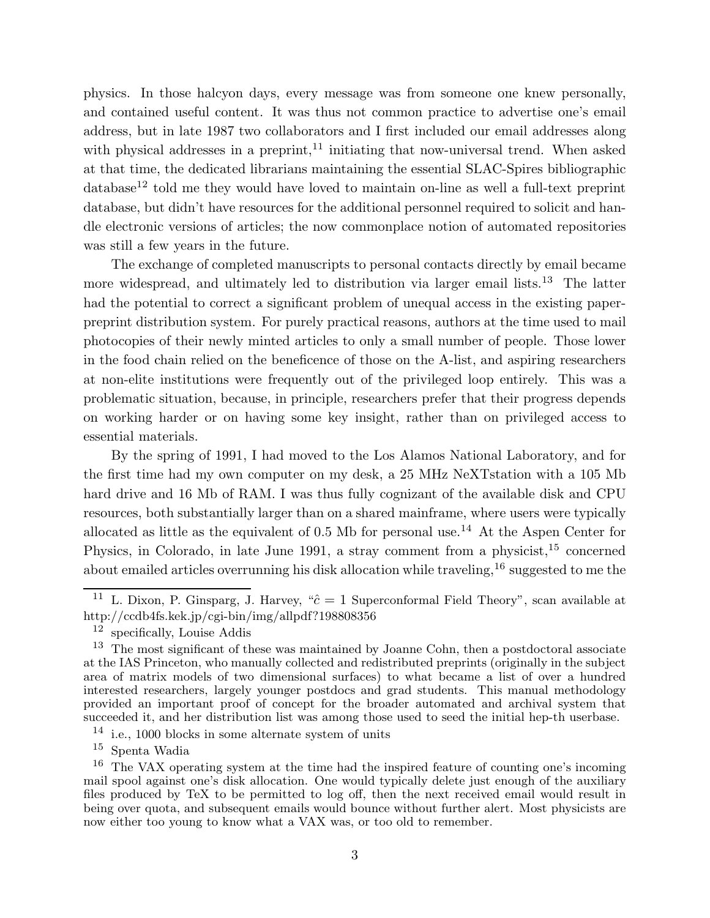physics. In those halcyon days, every message was from someone one knew personally, and contained useful content. It was thus not common practice to advertise one's email address, but in late 1987 two collaborators and I first included our email addresses along with physical addresses in a preprint,[11] initiating that now-universal trend. When asked at that time, the dedicated librarians maintaining the essential SLAC-Spires bibliographic database[12] told me they would have loved to maintain on-line as well a full-text preprint database, but didn't have resources for the additional personnel required to solicit and handle electronic versions of articles; the now commonplace notion of automated repositories was still a few years in the future.

The exchange of completed manuscripts to personal contacts directly by email became more widespread, and ultimately led to distribution via larger email lists.[13] The latter had the potential to correct a significant problem of unequal access in the existing paper-preprint distribution system. For purely practical reasons, authors at the time used to mail photocopies of their newly minted articles to only a small number of people. Those lower in the food chain relied on the beneficence of those on the A-list, and aspiring researchers at non-elite institutions were frequently out of the privileged loop entirely. This was a problematic situation, because, in principle, researchers prefer that their progress depends on working harder or on having some key insight, rather than on privileged access to essential materials.

By the spring of 1991, I had moved to the Los Alamos National Laboratory, and for the first time had my own computer on my desk, a 25 MHz NeXTstation with a 105 Mb hard drive and 16 Mb of RAM. I was thus fully cognizant of the available disk and CPU resources, both substantially larger than on a shared mainframe, where users were typically allocated as little as the equivalent of 0.5 Mb for personal use.[14] At the Aspen Center for Physics, in Colorado, in late June 1991, a stray comment from a physicist,[15] concerned about emailed articles overrunning his disk allocation while traveling,[16] suggested to me the

---

[11] L. Dixon, P. Ginsparg, J. Harvey, "$\hat{c} = 1$ Superconformal Field Theory", scan available at http://ccdb4fs.kek.jp/cgi-bin/img/allpdf?198808356

[12] specifically, Louise Addis

[13] The most significant of these was maintained by Joanne Cohn, then a postdoctoral associate at the IAS Princeton, who manually collected and redistributed preprints (originally in the subject area of matrix models of two dimensional surfaces) to what became a list of over a hundred interested researchers, largely younger postdocs and grad students. This manual methodology provided an important proof of concept for the broader automated and archival system that succeeded it, and her distribution list was among those used to seed the initial hep-th userbase.

[14] i.e., 1000 blocks in some alternate system of units

[15] Spenta Wadia

[16] The VAX operating system at the time had the inspired feature of counting one's incoming mail spool against one's disk allocation. One would typically delete just enough of the auxiliary files produced by TeX to be permitted to log off, then the next received email would result in being over quota, and subsequent emails would bounce without further alert. Most physicists are now either too young to know what a VAX was, or too old to remember.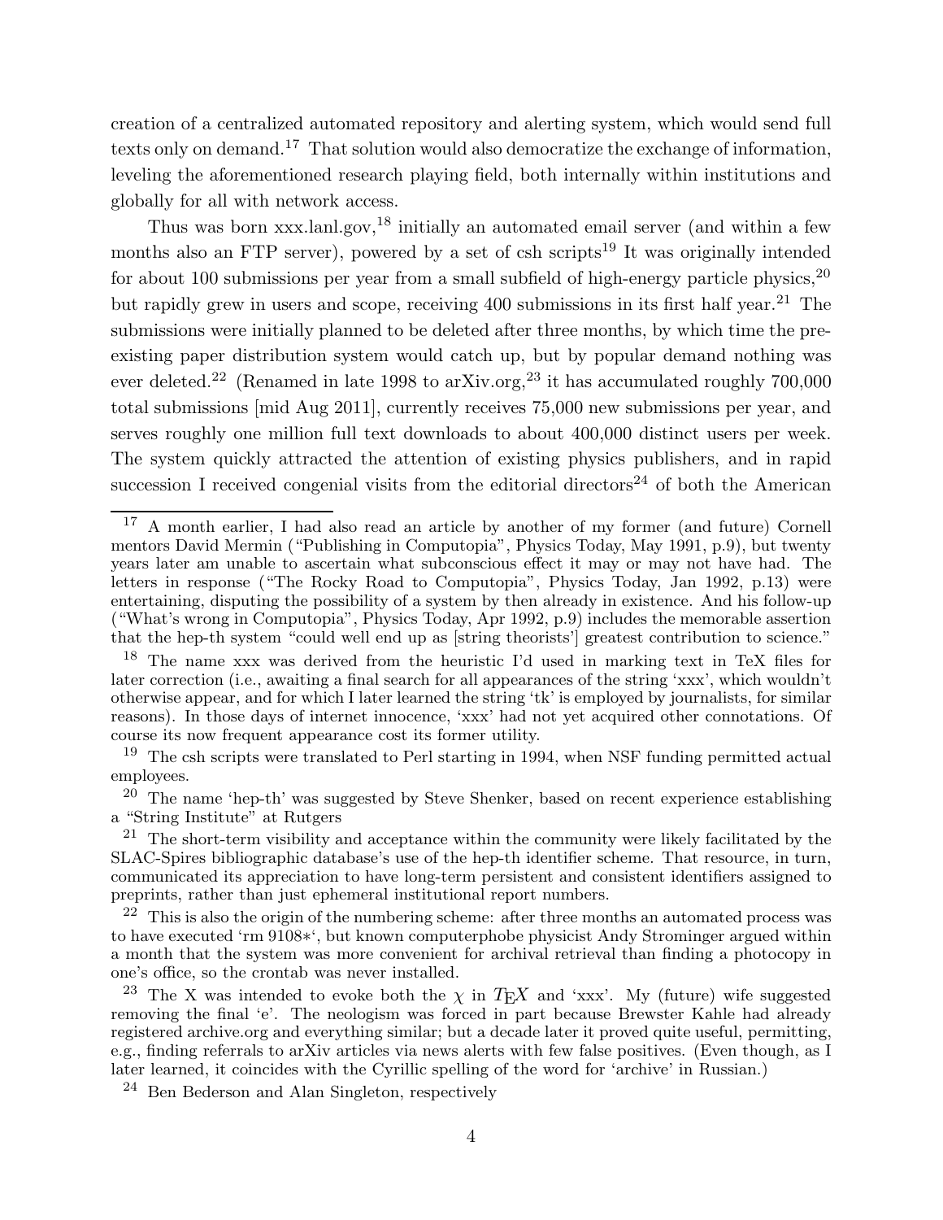creation of a centralized automated repository and alerting system, which would send full texts only on demand.[17] That solution would also democratize the exchange of information, leveling the aforementioned research playing field, both internally within institutions and globally for all with network access.

Thus was born xxx.lanl.gov,[18] initially an automated email server (and within a few months also an FTP server), powered by a set of csh scripts[19] It was originally intended for about 100 submissions per year from a small subfield of high-energy particle physics,[20] but rapidly grew in users and scope, receiving 400 submissions in its first half year.[21] The submissions were initially planned to be deleted after three months, by which time the pre-existing paper distribution system would catch up, but by popular demand nothing was ever deleted.[22] (Renamed in late 1998 to arXiv.org,[23] it has accumulated roughly 700,000 total submissions [mid Aug 2011], currently receives 75,000 new submissions per year, and serves roughly one million full text downloads to about 400,000 distinct users per week. The system quickly attracted the attention of existing physics publishers, and in rapid succession I received congenial visits from the editorial directors[24] of both the American

---

[17] A month earlier, I had also read an article by another of my former (and future) Cornell mentors David Mermin ("Publishing in Computopia", Physics Today, May 1991, p.9), but twenty years later am unable to ascertain what subconscious effect it may or may not have had. The letters in response ("The Rocky Road to Computopia", Physics Today, Jan 1992, p.13) were entertaining, disputing the possibility of a system by then already in existence. And his follow-up ("What's wrong in Computopia", Physics Today, Apr 1992, p.9) includes the memorable assertion that the hep-th system "could well end up as [string theorists'] greatest contribution to science."

[18] The name xxx was derived from the heuristic I'd used in marking text in TeX files for later correction (i.e., awaiting a final search for all appearances of the string 'xxx', which wouldn't otherwise appear, and for which I later learned the string 'tk' is employed by journalists, for similar reasons). In those days of internet innocence, 'xxx' had not yet acquired other connotations. Of course its now frequent appearance cost its former utility.

[19] The csh scripts were translated to Perl starting in 1994, when NSF funding permitted actual employees.

[20] The name 'hep-th' was suggested by Steve Shenker, based on recent experience establishing a "String Institute" at Rutgers

[21] The short-term visibility and acceptance within the community were likely facilitated by the SLAC-Spires bibliographic database's use of the hep-th identifier scheme. That resource, in turn, communicated its appreciation to have long-term persistent and consistent identifiers assigned to preprints, rather than just ephemeral institutional report numbers.

[22] This is also the origin of the numbering scheme: after three months an automated process was to have executed 'rm 9108*', but known computerphobe physicist Andy Strominger argued within a month that the system was more convenient for archival retrieval than finding a photocopy in one's office, so the crontab was never installed.

[23] The X was intended to evoke both the $\chi$ in TEX and 'xxx'. My (future) wife suggested removing the final 'e'. The neologism was forced in part because Brewster Kahle had already registered archive.org and everything similar; but a decade later it proved quite useful, permitting, e.g., finding referrals to arXiv articles via news alerts with few false positives. (Even though, as I later learned, it coincides with the Cyrillic spelling of the word for 'archive' in Russian.)

[24] Ben Bederson and Alan Singleton, respectively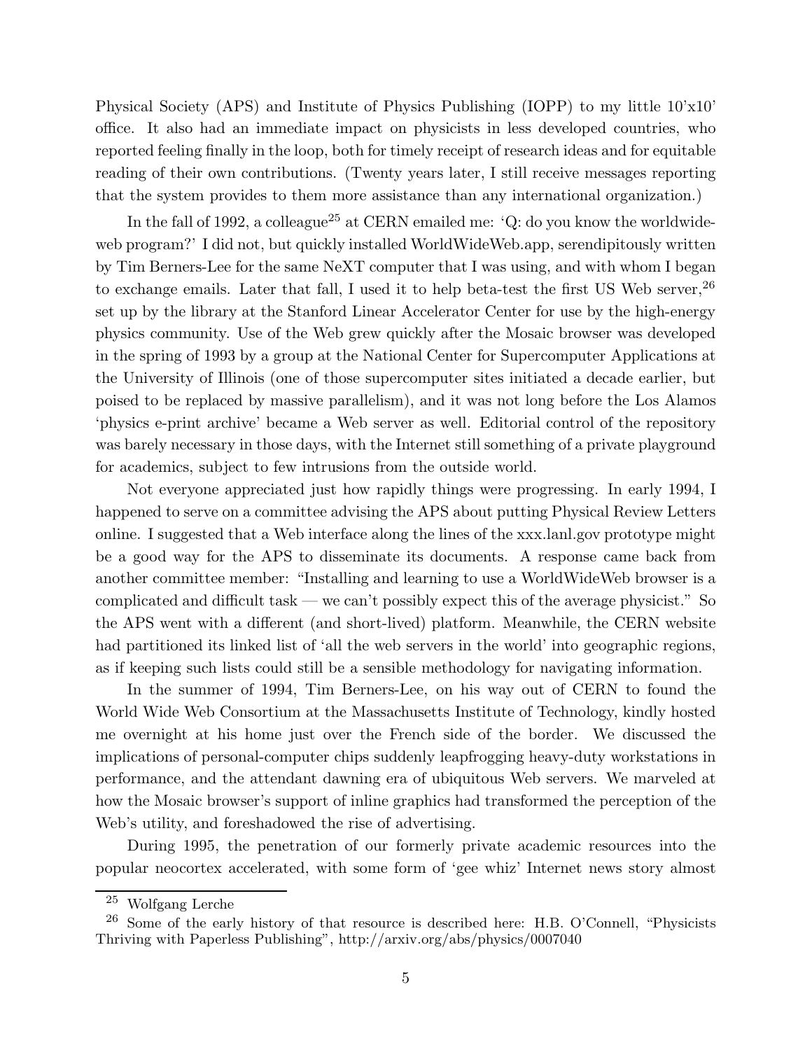Physical Society (APS) and Institute of Physics Publishing (IOPP) to my little 10'x10' office. It also had an immediate impact on physicists in less developed countries, who reported feeling finally in the loop, both for timely receipt of research ideas and for equitable reading of their own contributions. (Twenty years later, I still receive messages reporting that the system provides to them more assistance than any international organization.)

In the fall of 1992, a colleague[25] at CERN emailed me: 'Q: do you know the worldwide-web program?' I did not, but quickly installed WorldWideWeb.app, serendipitously written by Tim Berners-Lee for the same NeXT computer that I was using, and with whom I began to exchange emails. Later that fall, I used it to help beta-test the first US Web server,[26] set up by the library at the Stanford Linear Accelerator Center for use by the high-energy physics community. Use of the Web grew quickly after the Mosaic browser was developed in the spring of 1993 by a group at the National Center for Supercomputer Applications at the University of Illinois (one of those supercomputer sites initiated a decade earlier, but poised to be replaced by massive parallelism), and it was not long before the Los Alamos 'physics e-print archive' became a Web server as well. Editorial control of the repository was barely necessary in those days, with the Internet still something of a private playground for academics, subject to few intrusions from the outside world.

Not everyone appreciated just how rapidly things were progressing. In early 1994, I happened to serve on a committee advising the APS about putting Physical Review Letters online. I suggested that a Web interface along the lines of the xxx.lanl.gov prototype might be a good way for the APS to disseminate its documents. A response came back from another committee member: "Installing and learning to use a WorldWideWeb browser is a complicated and difficult task — we can't possibly expect this of the average physicist." So the APS went with a different (and short-lived) platform. Meanwhile, the CERN website had partitioned its linked list of 'all the web servers in the world' into geographic regions, as if keeping such lists could still be a sensible methodology for navigating information.

In the summer of 1994, Tim Berners-Lee, on his way out of CERN to found the World Wide Web Consortium at the Massachusetts Institute of Technology, kindly hosted me overnight at his home just over the French side of the border. We discussed the implications of personal-computer chips suddenly leapfrogging heavy-duty workstations in performance, and the attendant dawning era of ubiquitous Web servers. We marveled at how the Mosaic browser's support of inline graphics had transformed the perception of the Web's utility, and foreshadowed the rise of advertising.

During 1995, the penetration of our formerly private academic resources into the popular neocortex accelerated, with some form of 'gee whiz' Internet news story almost

---

[25] Wolfgang Lerche

[26] Some of the early history of that resource is described here: H.B. O'Connell, "Physicists Thriving with Paperless Publishing", http://arxiv.org/abs/physics/0007040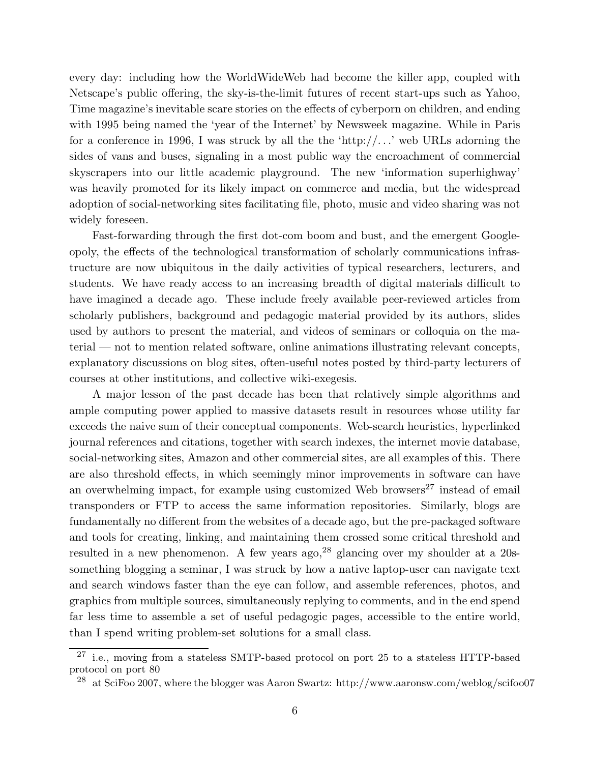every day: including how the WorldWideWeb had become the killer app, coupled with Netscape's public offering, the sky-is-the-limit futures of recent start-ups such as Yahoo, Time magazine's inevitable scare stories on the effects of cyberporn on children, and ending with 1995 being named the 'year of the Internet' by Newsweek magazine. While in Paris for a conference in 1996, I was struck by all the the 'http://...' web URLs adorning the sides of vans and buses, signaling in a most public way the encroachment of commercial skyscrapers into our little academic playground. The new 'information superhighway' was heavily promoted for its likely impact on commerce and media, but the widespread adoption of social-networking sites facilitating file, photo, music and video sharing was not widely foreseen.

Fast-forwarding through the first dot-com boom and bust, and the emergent Google-opoly, the effects of the technological transformation of scholarly communications infrastructure are now ubiquitous in the daily activities of typical researchers, lecturers, and students. We have ready access to an increasing breadth of digital materials difficult to have imagined a decade ago. These include freely available peer-reviewed articles from scholarly publishers, background and pedagogic material provided by its authors, slides used by authors to present the material, and videos of seminars or colloquia on the material — not to mention related software, online animations illustrating relevant concepts, explanatory discussions on blog sites, often-useful notes posted by third-party lecturers of courses at other institutions, and collective wiki-exegesis.

A major lesson of the past decade has been that relatively simple algorithms and ample computing power applied to massive datasets result in resources whose utility far exceeds the naive sum of their conceptual components. Web-search heuristics, hyperlinked journal references and citations, together with search indexes, the internet movie database, social-networking sites, Amazon and other commercial sites, are all examples of this. There are also threshold effects, in which seemingly minor improvements in software can have an overwhelming impact, for example using customized Web browsers[27] instead of email transponders or FTP to access the same information repositories. Similarly, blogs are fundamentally no different from the websites of a decade ago, but the pre-packaged software and tools for creating, linking, and maintaining them crossed some critical threshold and resulted in a new phenomenon. A few years ago,[28] glancing over my shoulder at a 20s-something blogging a seminar, I was struck by how a native laptop-user can navigate text and search windows faster than the eye can follow, and assemble references, photos, and graphics from multiple sources, simultaneously replying to comments, and in the end spend far less time to assemble a set of useful pedagogic pages, accessible to the entire world, than I spend writing problem-set solutions for a small class.

---

[27] i.e., moving from a stateless SMTP-based protocol on port 25 to a stateless HTTP-based protocol on port 80

[28] at SciFoo 2007, where the blogger was Aaron Swartz: http://www.aaronsw.com/weblog/scifoo07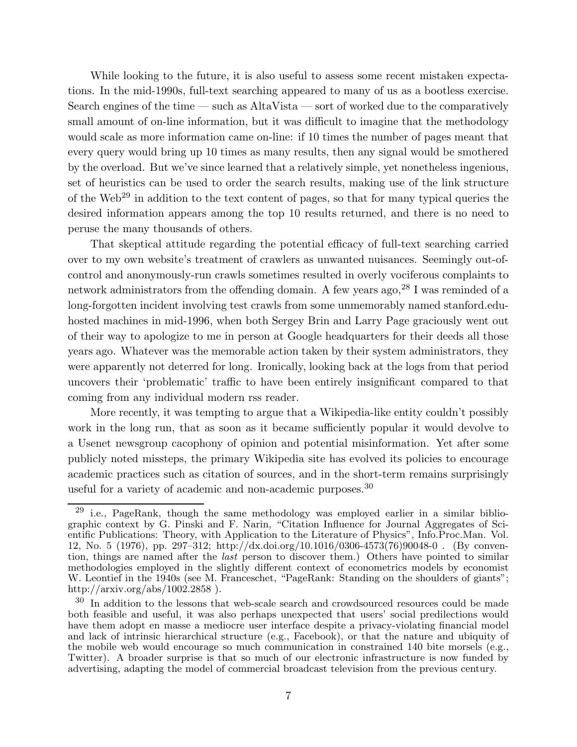While looking to the future, it is also useful to assess some recent mistaken expectations. In the mid-1990s, full-text searching appeared to many of us as a bootless exercise. Search engines of the time — such as AltaVista — sort of worked due to the comparatively small amount of on-line information, but it was difficult to imagine that the methodology would scale as more information came on-line: if 10 times the number of pages meant that every query would bring up 10 times as many results, then any signal would be smothered by the overload. But we've since learned that a relatively simple, yet nonetheless ingenious, set of heuristics can be used to order the search results, making use of the link structure of the Web[29] in addition to the text content of pages, so that for many typical queries the desired information appears among the top 10 results returned, and there is no need to peruse the many thousands of others.

That skeptical attitude regarding the potential efficacy of full-text searching carried over to my own website's treatment of crawlers as unwanted nuisances. Seemingly out-of-control and anonymously-run crawls sometimes resulted in overly vociferous complaints to network administrators from the offending domain. A few years ago,[28] I was reminded of a long-forgotten incident involving test crawls from some unmemorably named stanford.edu-hosted machines in mid-1996, when both Sergey Brin and Larry Page graciously went out of their way to apologize to me in person at Google headquarters for their deeds all those years ago. Whatever was the memorable action taken by their system administrators, they were apparently not deterred for long. Ironically, looking back at the logs from that period uncovers their 'problematic' traffic to have been entirely insignificant compared to that coming from any individual modern rss reader.

More recently, it was tempting to argue that a Wikipedia-like entity couldn't possibly work in the long run, that as soon as it became sufficiently popular it would devolve to a Usenet newsgroup cacophony of opinion and potential misinformation. Yet after some publicly noted missteps, the primary Wikipedia site has evolved its policies to encourage academic practices such as citation of sources, and in the short-term remains surprisingly useful for a variety of academic and non-academic purposes.[30]

---

[29] i.e., PageRank, though the same methodology was employed earlier in a similar bibliographic context by G. Pinski and F. Narin, "Citation Influence for Journal Aggregates of Scientific Publications: Theory, with Application to the Literature of Physics", Info.Proc.Man. Vol. 12, No. 5 (1976), pp. 297–312; http://dx.doi.org/10.1016/0306-4573(76)90048-0 . (By convention, things are named after the *last* person to discover them.) Others have pointed to similar methodologies employed in the slightly different context of econometrics models by economist W. Leontief in the 1940s (see M. Franceschet, "PageRank: Standing on the shoulders of giants"; http://arxiv.org/abs/1002.2858 ).

[30] In addition to the lessons that web-scale search and crowdsourced resources could be made both feasible and useful, it was also perhaps unexpected that users' social predilections would have them adopt en masse a mediocre user interface despite a privacy-violating financial model and lack of intrinsic hierarchical structure (e.g., Facebook), or that the nature and ubiquity of the mobile web would encourage so much communication in constrained 140 bite morsels (e.g., Twitter). A broader surprise is that so much of our electronic infrastructure is now funded by advertising, adapting the model of commercial broadcast television from the previous century.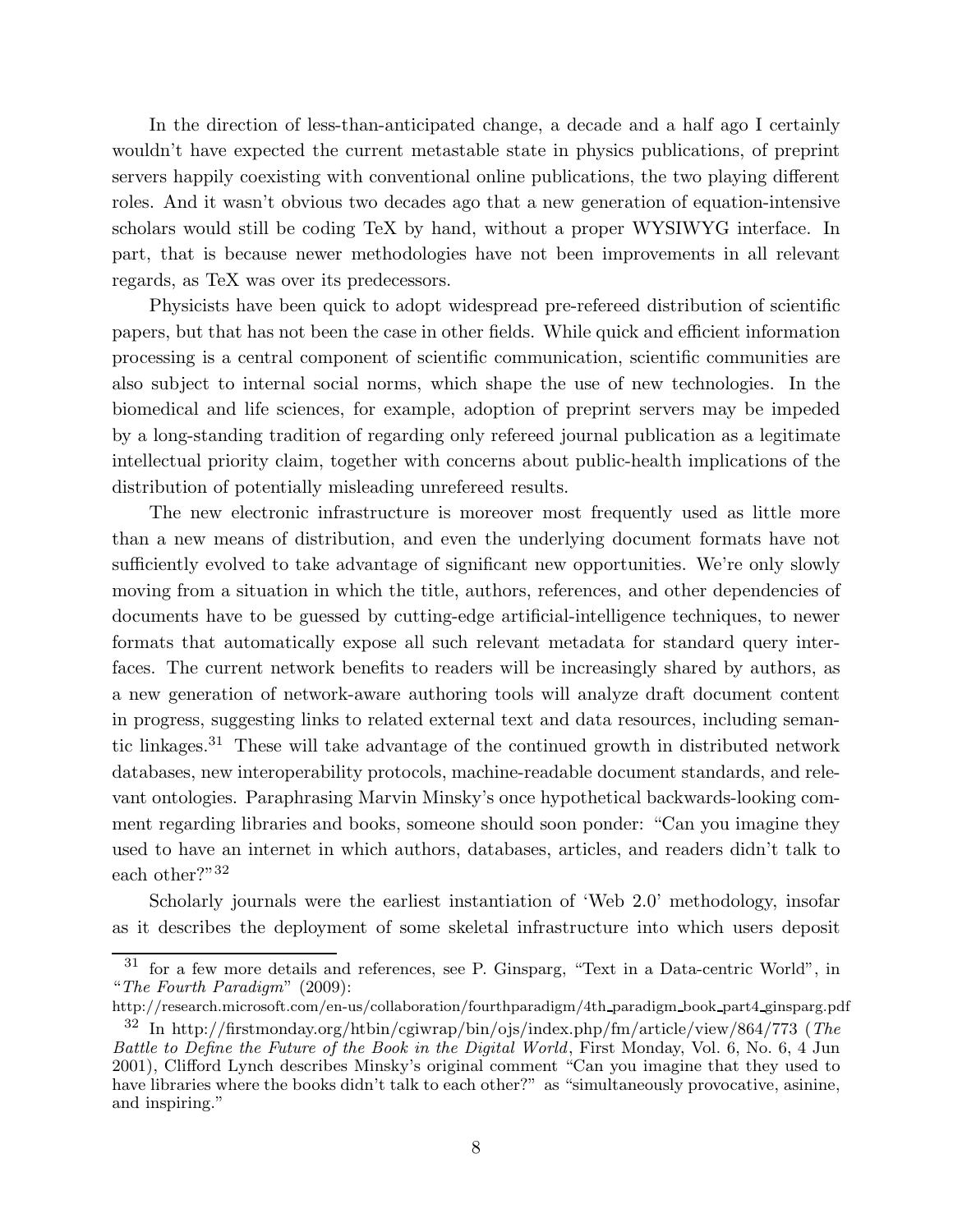In the direction of less-than-anticipated change, a decade and a half ago I certainly wouldn't have expected the current metastable state in physics publications, of preprint servers happily coexisting with conventional online publications, the two playing different roles. And it wasn't obvious two decades ago that a new generation of equation-intensive scholars would still be coding TeX by hand, without a proper WYSIWYG interface. In part, that is because newer methodologies have not been improvements in all relevant regards, as TeX was over its predecessors.

Physicists have been quick to adopt widespread pre-refereed distribution of scientific papers, but that has not been the case in other fields. While quick and efficient information processing is a central component of scientific communication, scientific communities are also subject to internal social norms, which shape the use of new technologies. In the biomedical and life sciences, for example, adoption of preprint servers may be impeded by a long-standing tradition of regarding only refereed journal publication as a legitimate intellectual priority claim, together with concerns about public-health implications of the distribution of potentially misleading unrefereed results.

The new electronic infrastructure is moreover most frequently used as little more than a new means of distribution, and even the underlying document formats have not sufficiently evolved to take advantage of significant new opportunities. We're only slowly moving from a situation in which the title, authors, references, and other dependencies of documents have to be guessed by cutting-edge artificial-intelligence techniques, to newer formats that automatically expose all such relevant metadata for standard query interfaces. The current network benefits to readers will be increasingly shared by authors, as a new generation of network-aware authoring tools will analyze draft document content in progress, suggesting links to related external text and data resources, including semantic linkages.[31] These will take advantage of the continued growth in distributed network databases, new interoperability protocols, machine-readable document standards, and relevant ontologies. Paraphrasing Marvin Minsky's once hypothetical backwards-looking comment regarding libraries and books, someone should soon ponder: "Can you imagine they used to have an internet in which authors, databases, articles, and readers didn't talk to each other?"[32]

Scholarly journals were the earliest instantiation of 'Web 2.0' methodology, insofar as it describes the deployment of some skeletal infrastructure into which users deposit

---

[31] for a few more details and references, see P. Ginsparg, "Text in a Data-centric World", in "*The Fourth Paradigm*" (2009): http://research.microsoft.com/en-us/collaboration/fourthparadigm/4th_paradigm_book_part4_ginsparg.pdf

[32] In http://firstmonday.org/htbin/cgiwrap/bin/ojs/index.php/fm/article/view/864/773 (*The Battle to Define the Future of the Book in the Digital World*, First Monday, Vol. 6, No. 6, 4 Jun 2001), Clifford Lynch describes Minsky's original comment "Can you imagine that they used to have libraries where the books didn't talk to each other?" as "simultaneously provocative, asinine, and inspiring."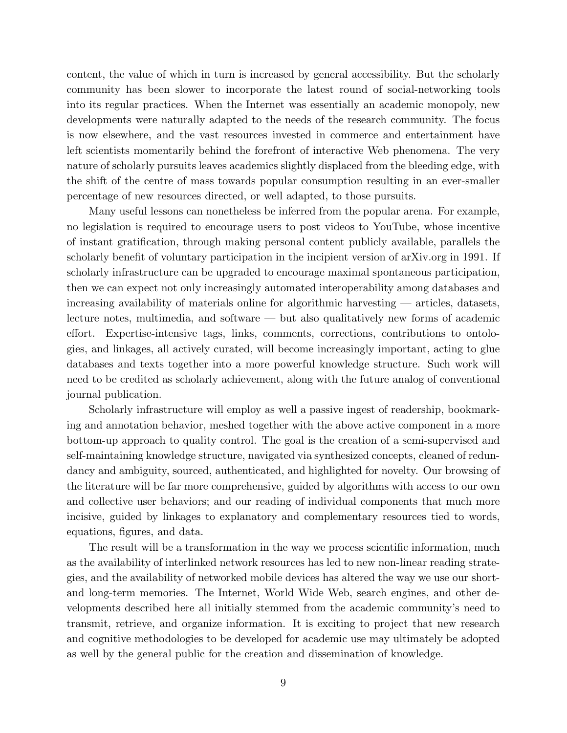content, the value of which in turn is increased by general accessibility. But the scholarly community has been slower to incorporate the latest round of social-networking tools into its regular practices. When the Internet was essentially an academic monopoly, new developments were naturally adapted to the needs of the research community. The focus is now elsewhere, and the vast resources invested in commerce and entertainment have left scientists momentarily behind the forefront of interactive Web phenomena. The very nature of scholarly pursuits leaves academics slightly displaced from the bleeding edge, with the shift of the centre of mass towards popular consumption resulting in an ever-smaller percentage of new resources directed, or well adapted, to those pursuits.

Many useful lessons can nonetheless be inferred from the popular arena. For example, no legislation is required to encourage users to post videos to YouTube, whose incentive of instant gratification, through making personal content publicly available, parallels the scholarly benefit of voluntary participation in the incipient version of arXiv.org in 1991. If scholarly infrastructure can be upgraded to encourage maximal spontaneous participation, then we can expect not only increasingly automated interoperability among databases and increasing availability of materials online for algorithmic harvesting — articles, datasets, lecture notes, multimedia, and software — but also qualitatively new forms of academic effort. Expertise-intensive tags, links, comments, corrections, contributions to ontologies, and linkages, all actively curated, will become increasingly important, acting to glue databases and texts together into a more powerful knowledge structure. Such work will need to be credited as scholarly achievement, along with the future analog of conventional journal publication.

Scholarly infrastructure will employ as well a passive ingest of readership, bookmarking and annotation behavior, meshed together with the above active component in a more bottom-up approach to quality control. The goal is the creation of a semi-supervised and self-maintaining knowledge structure, navigated via synthesized concepts, cleaned of redundancy and ambiguity, sourced, authenticated, and highlighted for novelty. Our browsing of the literature will be far more comprehensive, guided by algorithms with access to our own and collective user behaviors; and our reading of individual components that much more incisive, guided by linkages to explanatory and complementary resources tied to words, equations, figures, and data.

The result will be a transformation in the way we process scientific information, much as the availability of interlinked network resources has led to new non-linear reading strategies, and the availability of networked mobile devices has altered the way we use our short- and long-term memories. The Internet, World Wide Web, search engines, and other developments described here all initially stemmed from the academic community's need to transmit, retrieve, and organize information. It is exciting to project that new research and cognitive methodologies to be developed for academic use may ultimately be adopted as well by the general public for the creation and dissemination of knowledge.